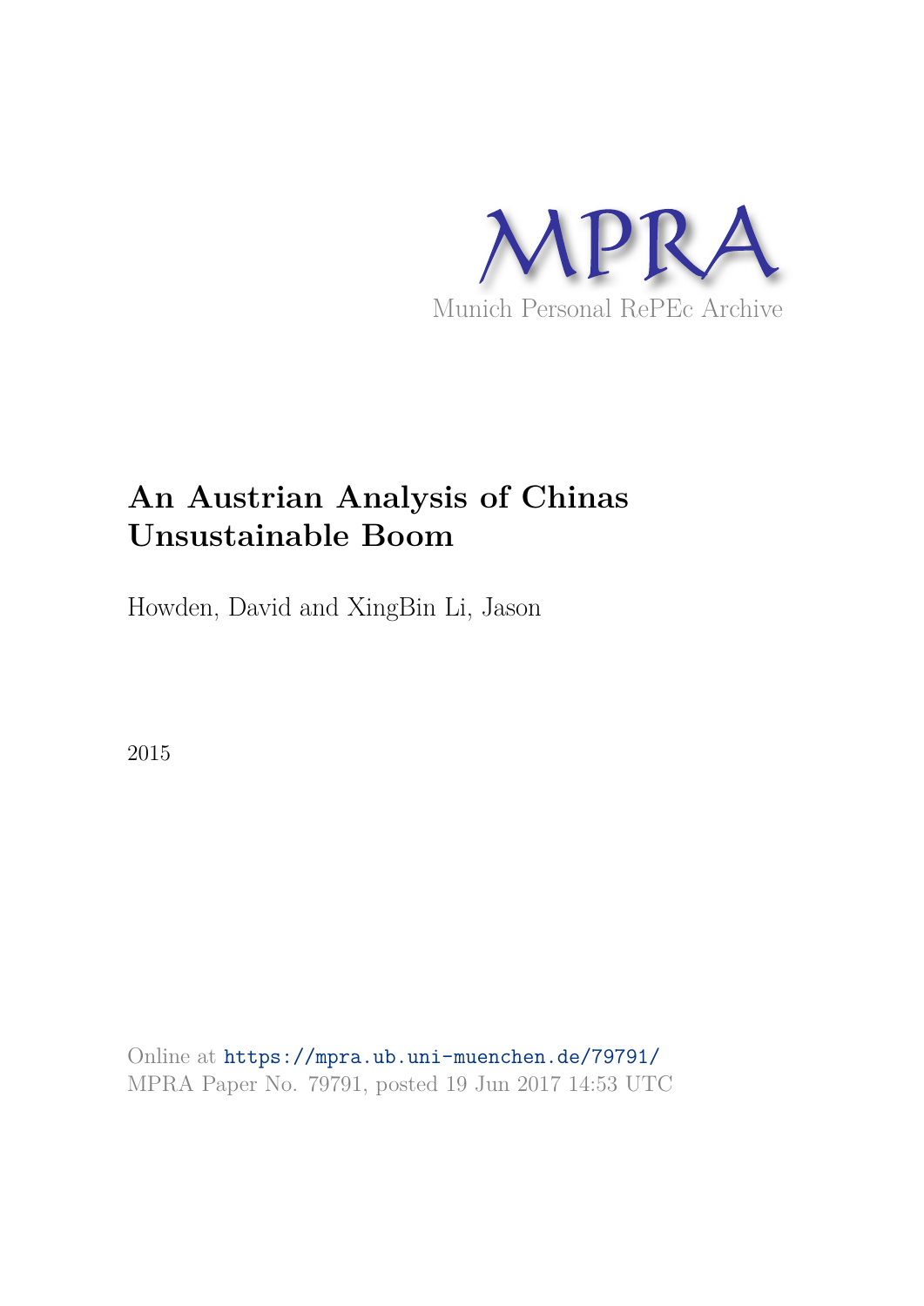MPRA

Munich Personal RePEc Archive

# An Austrian Analysis of Chinas Unsustainable Boom

Howden, David and XingBin Li, Jason

2015

Online at https://mpra.ub.uni-muenchen.de/79791/
MPRA Paper No. 79791, posted 19 Jun 2017 14:53 UTC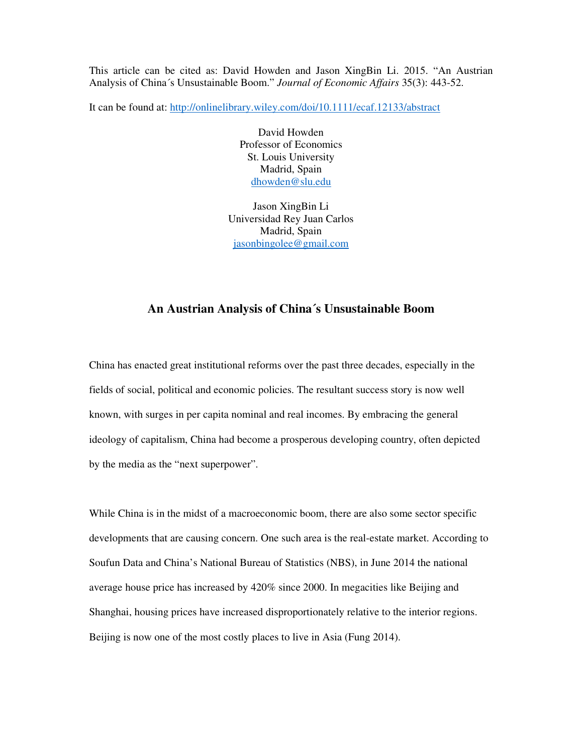This article can be cited as: David Howden and Jason XingBin Li. 2015. "An Austrian Analysis of China´s Unsustainable Boom." *Journal of Economic Affairs* 35(3): 443-52.

It can be found at: http://onlinelibrary.wiley.com/doi/10.1111/ecaf.12133/abstract

David Howden
Professor of Economics
St. Louis University
Madrid, Spain
dhowden@slu.edu

Jason XingBin Li
Universidad Rey Juan Carlos
Madrid, Spain
jasonbingolee@gmail.com

# An Austrian Analysis of China´s Unsustainable Boom

China has enacted great institutional reforms over the past three decades, especially in the fields of social, political and economic policies. The resultant success story is now well known, with surges in per capita nominal and real incomes. By embracing the general ideology of capitalism, China had become a prosperous developing country, often depicted by the media as the "next superpower".

While China is in the midst of a macroeconomic boom, there are also some sector specific developments that are causing concern. One such area is the real-estate market. According to Soufun Data and China's National Bureau of Statistics (NBS), in June 2014 the national average house price has increased by 420% since 2000. In megacities like Beijing and Shanghai, housing prices have increased disproportionately relative to the interior regions. Beijing is now one of the most costly places to live in Asia (Fung 2014).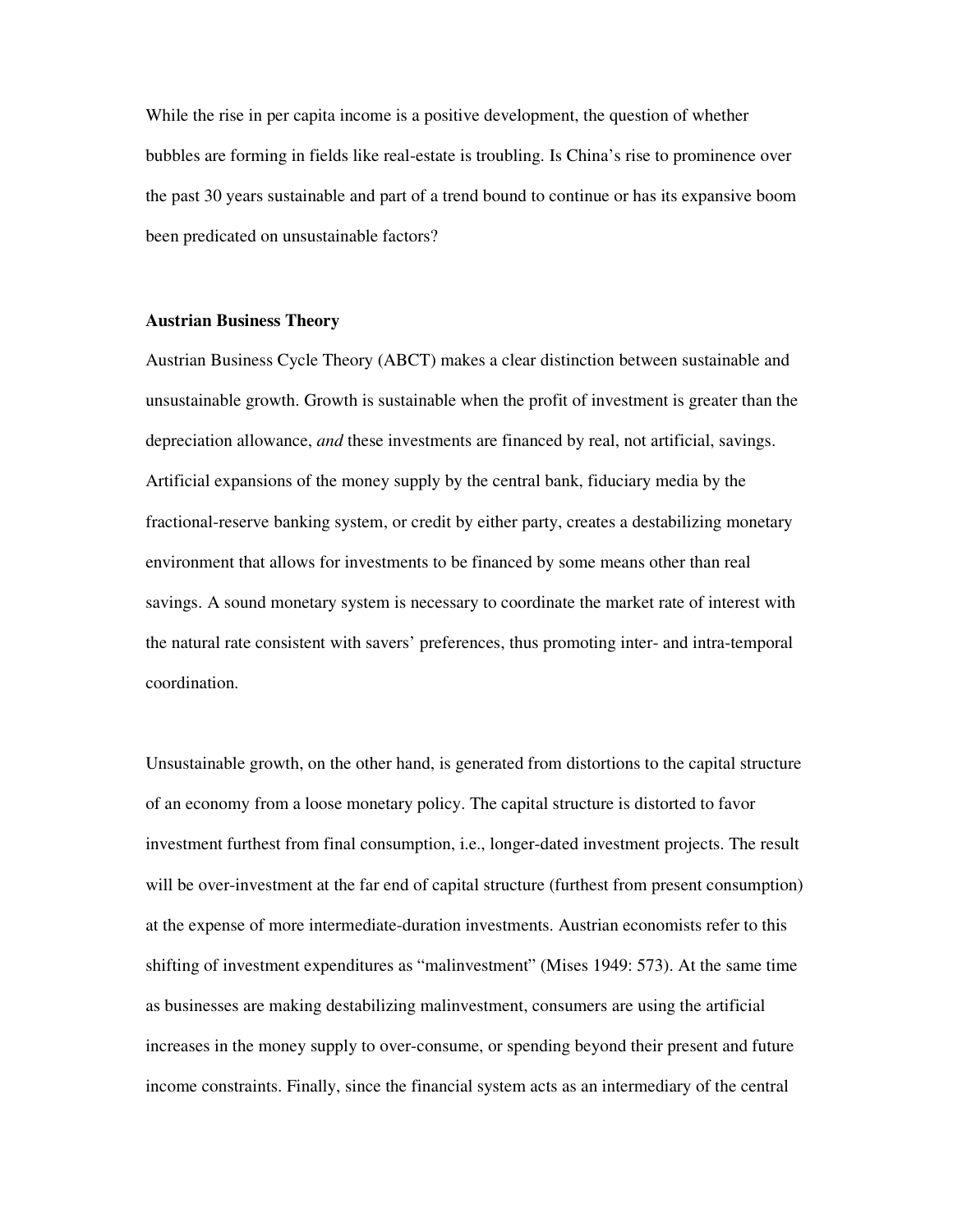While the rise in per capita income is a positive development, the question of whether bubbles are forming in fields like real-estate is troubling. Is China's rise to prominence over the past 30 years sustainable and part of a trend bound to continue or has its expansive boom been predicated on unsustainable factors?

**Austrian Business Theory**

Austrian Business Cycle Theory (ABCT) makes a clear distinction between sustainable and unsustainable growth. Growth is sustainable when the profit of investment is greater than the depreciation allowance, *and* these investments are financed by real, not artificial, savings. Artificial expansions of the money supply by the central bank, fiduciary media by the fractional-reserve banking system, or credit by either party, creates a destabilizing monetary environment that allows for investments to be financed by some means other than real savings. A sound monetary system is necessary to coordinate the market rate of interest with the natural rate consistent with savers' preferences, thus promoting inter- and intra-temporal coordination.

Unsustainable growth, on the other hand, is generated from distortions to the capital structure of an economy from a loose monetary policy. The capital structure is distorted to favor investment furthest from final consumption, i.e., longer-dated investment projects. The result will be over-investment at the far end of capital structure (furthest from present consumption) at the expense of more intermediate-duration investments. Austrian economists refer to this shifting of investment expenditures as "malinvestment" (Mises 1949: 573). At the same time as businesses are making destabilizing malinvestment, consumers are using the artificial increases in the money supply to over-consume, or spending beyond their present and future income constraints. Finally, since the financial system acts as an intermediary of the central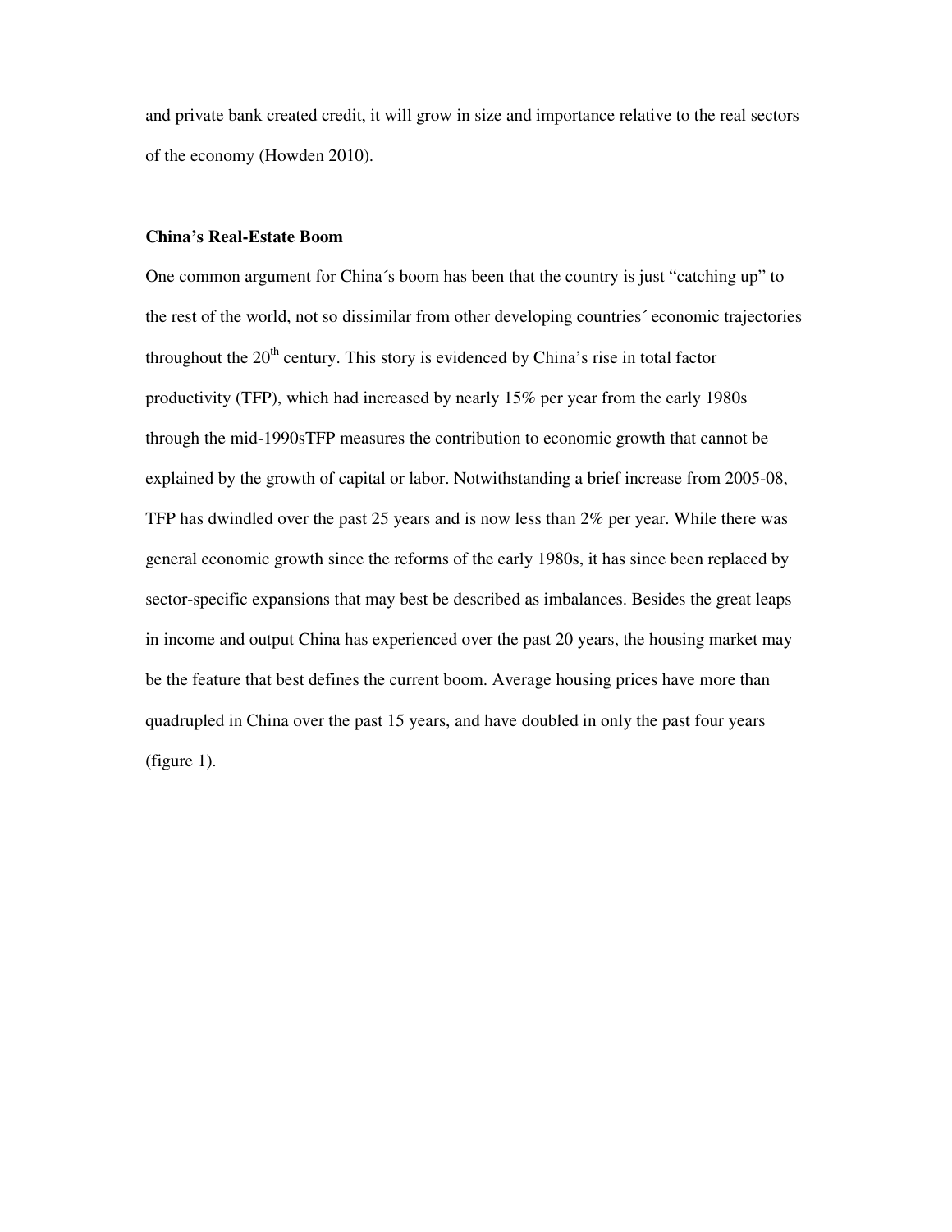and private bank created credit, it will grow in size and importance relative to the real sectors of the economy (Howden 2010).

**China's Real-Estate Boom**

One common argument for China´s boom has been that the country is just "catching up" to the rest of the world, not so dissimilar from other developing countries´ economic trajectories throughout the 20th century. This story is evidenced by China's rise in total factor productivity (TFP), which had increased by nearly 15% per year from the early 1980s through the mid-1990sTFP measures the contribution to economic growth that cannot be explained by the growth of capital or labor. Notwithstanding a brief increase from 2005-08, TFP has dwindled over the past 25 years and is now less than 2% per year. While there was general economic growth since the reforms of the early 1980s, it has since been replaced by sector-specific expansions that may best be described as imbalances. Besides the great leaps in income and output China has experienced over the past 20 years, the housing market may be the feature that best defines the current boom. Average housing prices have more than quadrupled in China over the past 15 years, and have doubled in only the past four years (figure 1).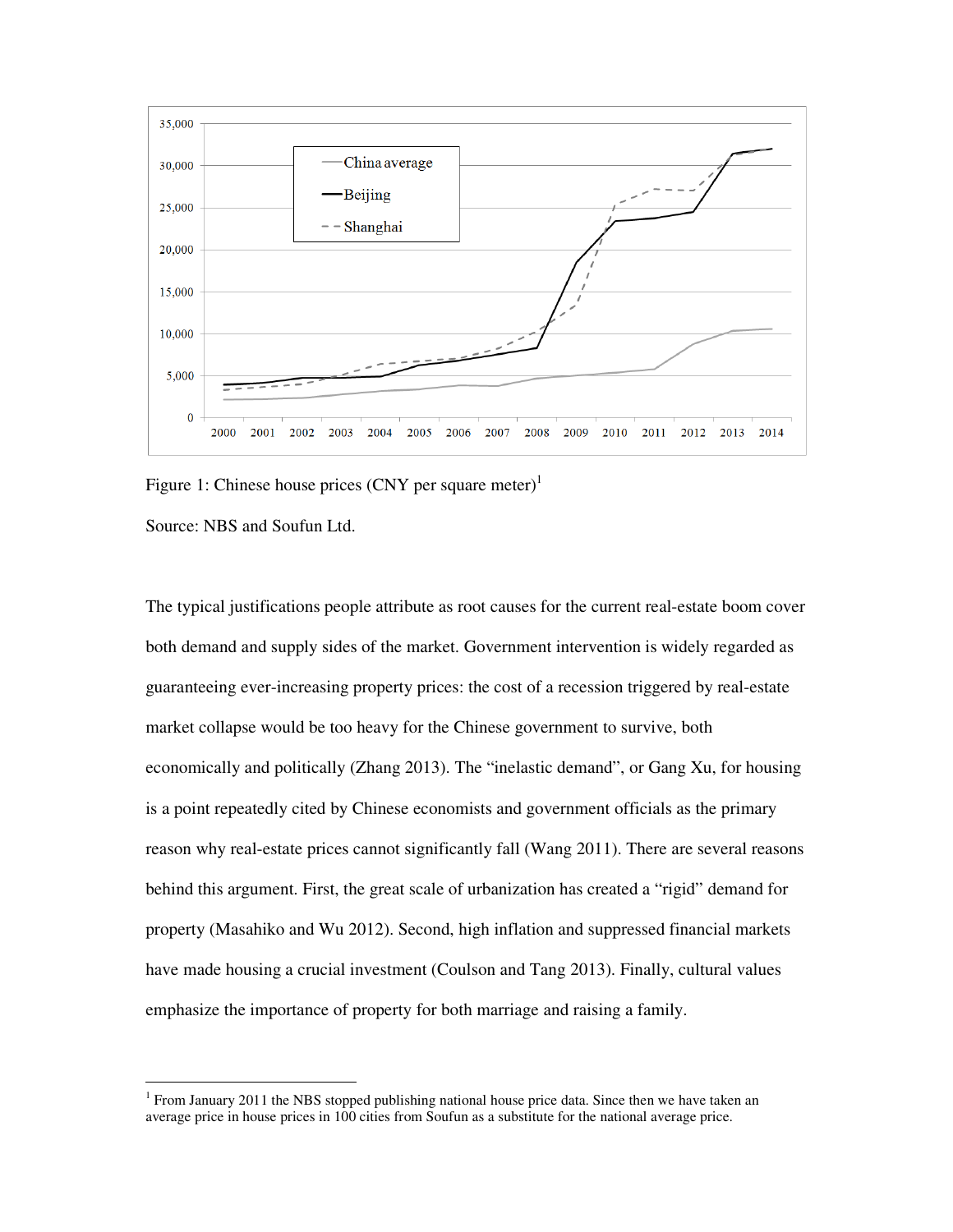Figure 1: Chinese house prices (CNY per square meter)[1]

Source: NBS and Soufun Ltd.

The typical justifications people attribute as root causes for the current real-estate boom cover both demand and supply sides of the market. Government intervention is widely regarded as guaranteeing ever-increasing property prices: the cost of a recession triggered by real-estate market collapse would be too heavy for the Chinese government to survive, both economically and politically (Zhang 2013). The "inelastic demand", or Gang Xu, for housing is a point repeatedly cited by Chinese economists and government officials as the primary reason why real-estate prices cannot significantly fall (Wang 2011). There are several reasons behind this argument. First, the great scale of urbanization has created a "rigid" demand for property (Masahiko and Wu 2012). Second, high inflation and suppressed financial markets have made housing a crucial investment (Coulson and Tang 2013). Finally, cultural values emphasize the importance of property for both marriage and raising a family.

[1] From January 2011 the NBS stopped publishing national house price data. Since then we have taken an average price in house prices in 100 cities from Soufun as a substitute for the national average price.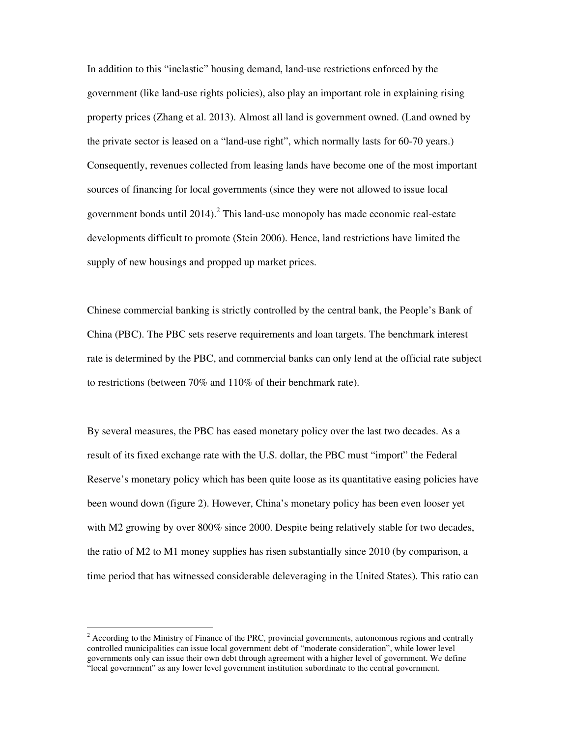In addition to this "inelastic" housing demand, land-use restrictions enforced by the government (like land-use rights policies), also play an important role in explaining rising property prices (Zhang et al. 2013). Almost all land is government owned. (Land owned by the private sector is leased on a "land-use right", which normally lasts for 60-70 years.) Consequently, revenues collected from leasing lands have become one of the most important sources of financing for local governments (since they were not allowed to issue local government bonds until 2014).[2] This land-use monopoly has made economic real-estate developments difficult to promote (Stein 2006). Hence, land restrictions have limited the supply of new housings and propped up market prices.

Chinese commercial banking is strictly controlled by the central bank, the People's Bank of China (PBC). The PBC sets reserve requirements and loan targets. The benchmark interest rate is determined by the PBC, and commercial banks can only lend at the official rate subject to restrictions (between 70% and 110% of their benchmark rate).

By several measures, the PBC has eased monetary policy over the last two decades. As a result of its fixed exchange rate with the U.S. dollar, the PBC must "import" the Federal Reserve's monetary policy which has been quite loose as its quantitative easing policies have been wound down (figure 2). However, China's monetary policy has been even looser yet with M2 growing by over 800% since 2000. Despite being relatively stable for two decades, the ratio of M2 to M1 money supplies has risen substantially since 2010 (by comparison, a time period that has witnessed considerable deleveraging in the United States). This ratio can

[2] According to the Ministry of Finance of the PRC, provincial governments, autonomous regions and centrally controlled municipalities can issue local government debt of "moderate consideration", while lower level governments only can issue their own debt through agreement with a higher level of government. We define "local government" as any lower level government institution subordinate to the central government.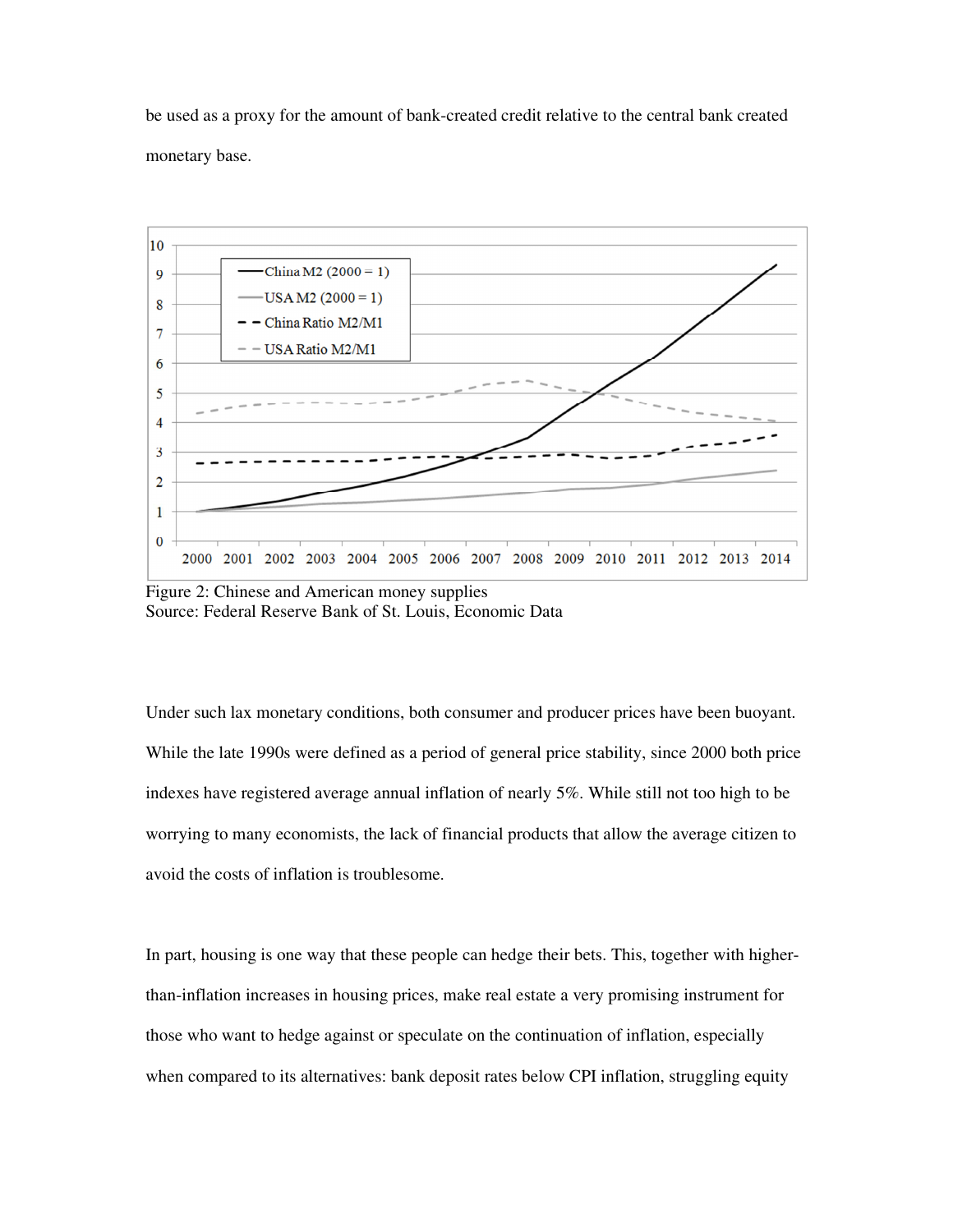be used as a proxy for the amount of bank-created credit relative to the central bank created monetary base.

Figure 2: Chinese and American money supplies
Source: Federal Reserve Bank of St. Louis, Economic Data

Under such lax monetary conditions, both consumer and producer prices have been buoyant. While the late 1990s were defined as a period of general price stability, since 2000 both price indexes have registered average annual inflation of nearly 5%. While still not too high to be worrying to many economists, the lack of financial products that allow the average citizen to avoid the costs of inflation is troublesome.

In part, housing is one way that these people can hedge their bets. This, together with higher-than-inflation increases in housing prices, make real estate a very promising instrument for those who want to hedge against or speculate on the continuation of inflation, especially when compared to its alternatives: bank deposit rates below CPI inflation, struggling equity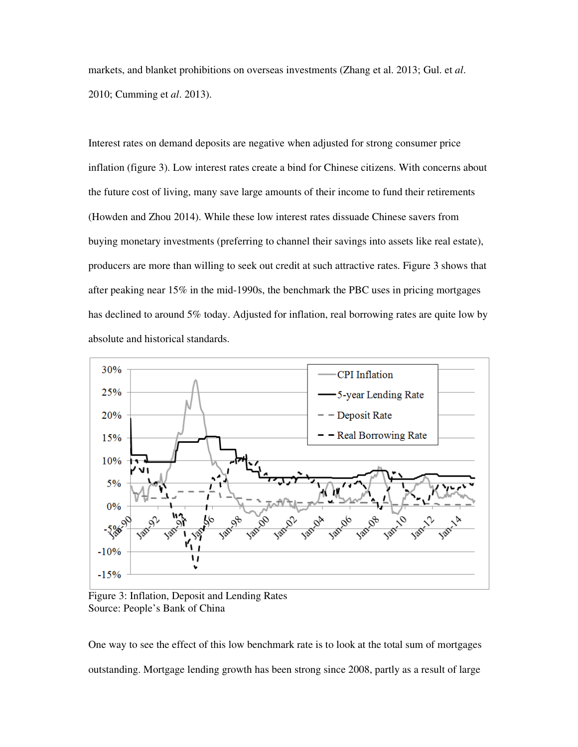markets, and blanket prohibitions on overseas investments (Zhang et al. 2013; Gul. et *al*. 2010; Cumming et *al*. 2013).

Interest rates on demand deposits are negative when adjusted for strong consumer price inflation (figure 3). Low interest rates create a bind for Chinese citizens. With concerns about the future cost of living, many save large amounts of their income to fund their retirements (Howden and Zhou 2014). While these low interest rates dissuade Chinese savers from buying monetary investments (preferring to channel their savings into assets like real estate), producers are more than willing to seek out credit at such attractive rates. Figure 3 shows that after peaking near 15% in the mid-1990s, the benchmark the PBC uses in pricing mortgages has declined to around 5% today. Adjusted for inflation, real borrowing rates are quite low by absolute and historical standards.

Figure 3: Inflation, Deposit and Lending Rates
Source: People's Bank of China

One way to see the effect of this low benchmark rate is to look at the total sum of mortgages outstanding. Mortgage lending growth has been strong since 2008, partly as a result of large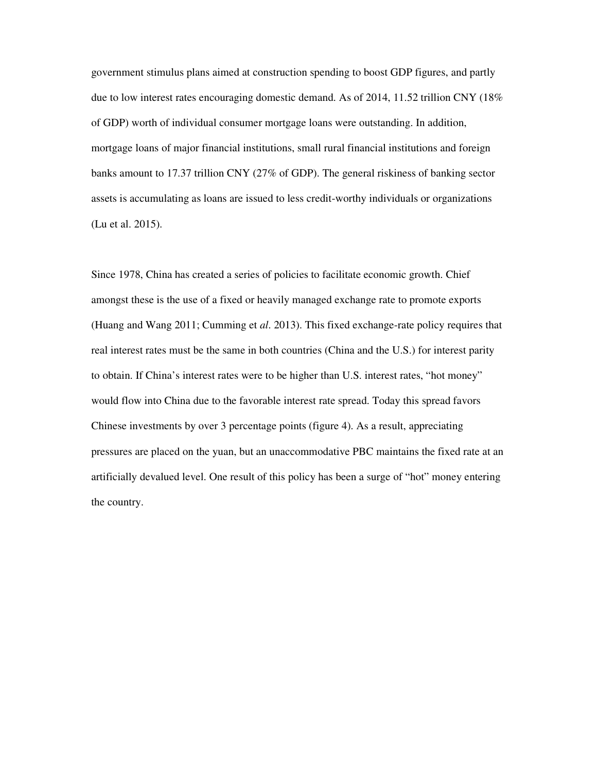government stimulus plans aimed at construction spending to boost GDP figures, and partly due to low interest rates encouraging domestic demand. As of 2014, 11.52 trillion CNY (18% of GDP) worth of individual consumer mortgage loans were outstanding. In addition, mortgage loans of major financial institutions, small rural financial institutions and foreign banks amount to 17.37 trillion CNY (27% of GDP). The general riskiness of banking sector assets is accumulating as loans are issued to less credit-worthy individuals or organizations (Lu et al. 2015).

Since 1978, China has created a series of policies to facilitate economic growth. Chief amongst these is the use of a fixed or heavily managed exchange rate to promote exports (Huang and Wang 2011; Cumming et *al*. 2013). This fixed exchange-rate policy requires that real interest rates must be the same in both countries (China and the U.S.) for interest parity to obtain. If China's interest rates were to be higher than U.S. interest rates, "hot money" would flow into China due to the favorable interest rate spread. Today this spread favors Chinese investments by over 3 percentage points (figure 4). As a result, appreciating pressures are placed on the yuan, but an unaccommodative PBC maintains the fixed rate at an artificially devalued level. One result of this policy has been a surge of "hot" money entering the country.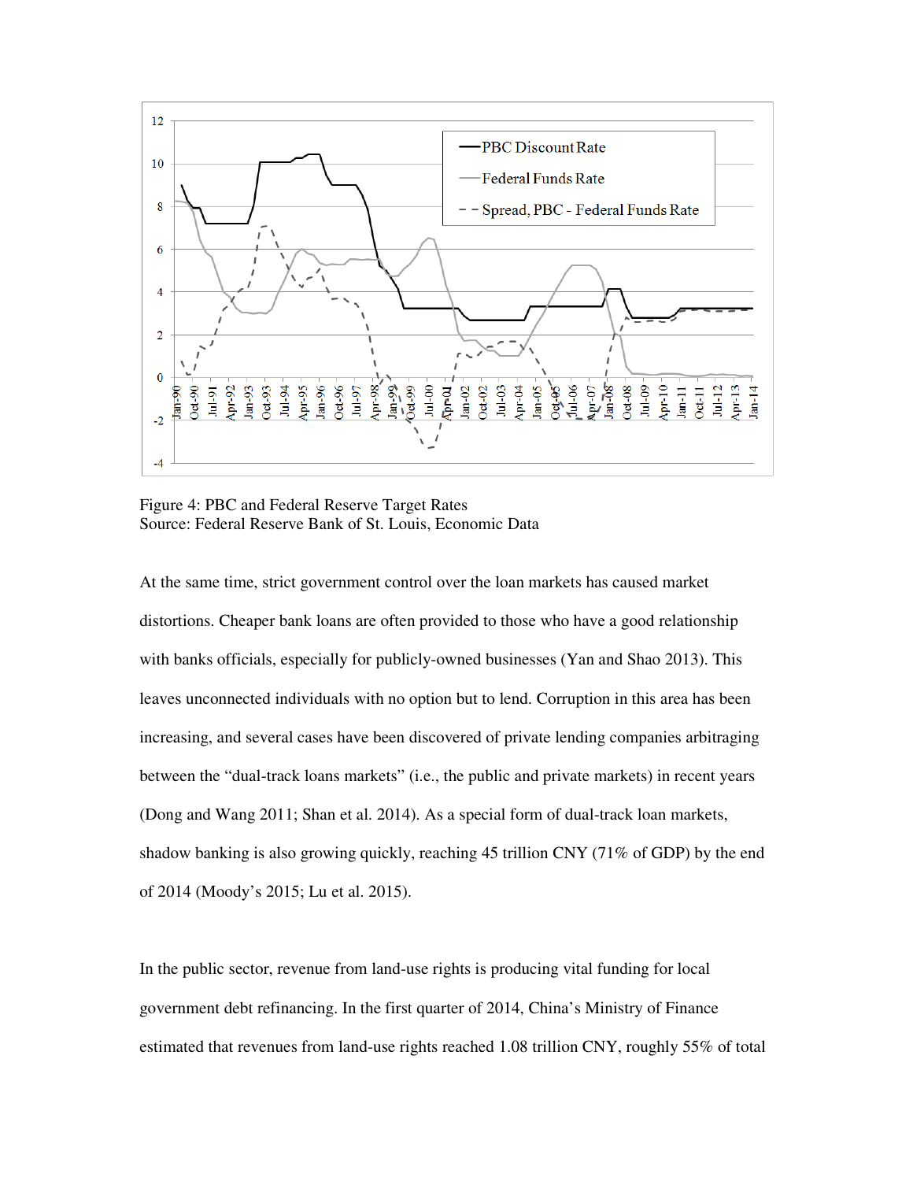Figure 4: PBC and Federal Reserve Target Rates
Source: Federal Reserve Bank of St. Louis, Economic Data

At the same time, strict government control over the loan markets has caused market distortions. Cheaper bank loans are often provided to those who have a good relationship with banks officials, especially for publicly-owned businesses (Yan and Shao 2013). This leaves unconnected individuals with no option but to lend. Corruption in this area has been increasing, and several cases have been discovered of private lending companies arbitraging between the "dual-track loans markets" (i.e., the public and private markets) in recent years (Dong and Wang 2011; Shan et al. 2014). As a special form of dual-track loan markets, shadow banking is also growing quickly, reaching 45 trillion CNY (71% of GDP) by the end of 2014 (Moody's 2015; Lu et al. 2015).

In the public sector, revenue from land-use rights is producing vital funding for local government debt refinancing. In the first quarter of 2014, China's Ministry of Finance estimated that revenues from land-use rights reached 1.08 trillion CNY, roughly 55% of total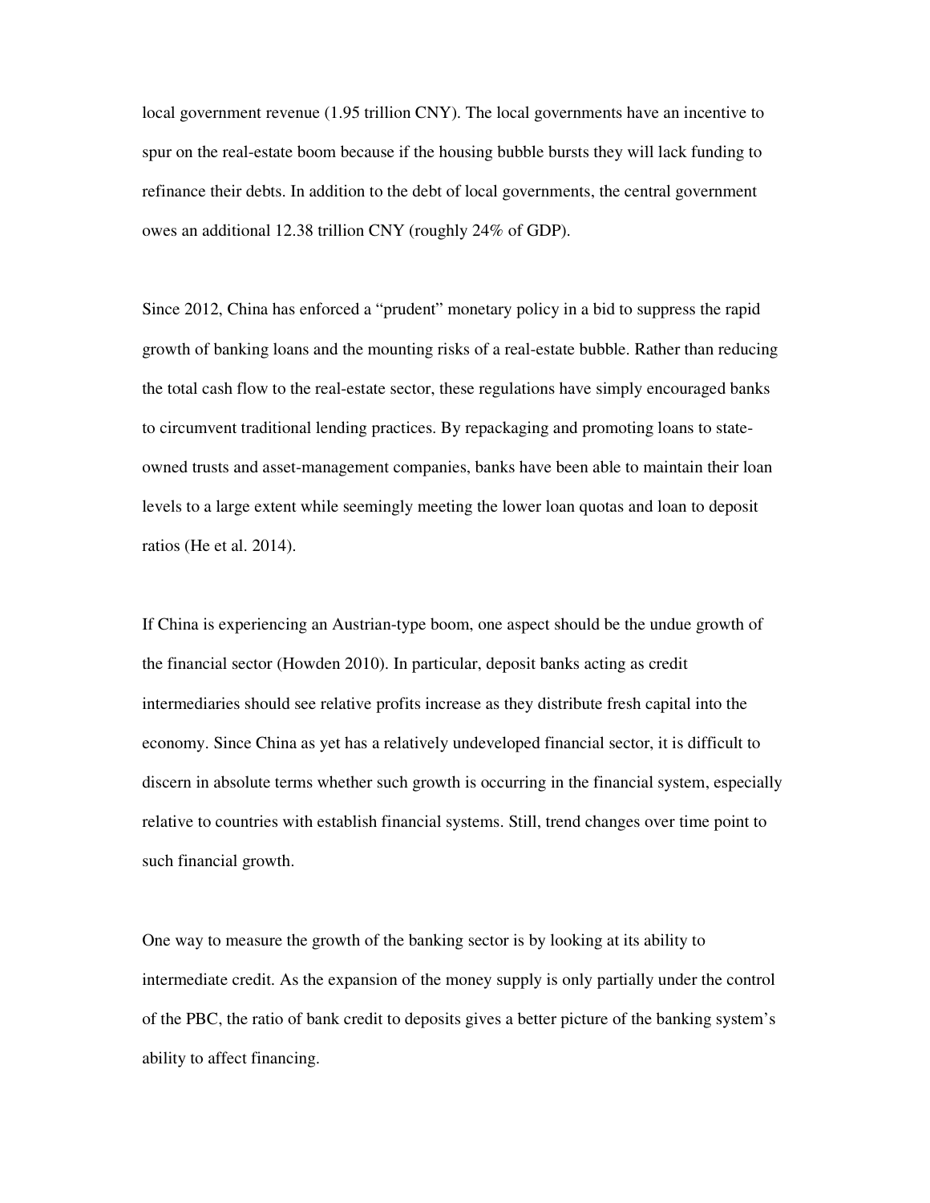local government revenue (1.95 trillion CNY). The local governments have an incentive to spur on the real-estate boom because if the housing bubble bursts they will lack funding to refinance their debts. In addition to the debt of local governments, the central government owes an additional 12.38 trillion CNY (roughly 24% of GDP).

Since 2012, China has enforced a "prudent" monetary policy in a bid to suppress the rapid growth of banking loans and the mounting risks of a real-estate bubble. Rather than reducing the total cash flow to the real-estate sector, these regulations have simply encouraged banks to circumvent traditional lending practices. By repackaging and promoting loans to state-owned trusts and asset-management companies, banks have been able to maintain their loan levels to a large extent while seemingly meeting the lower loan quotas and loan to deposit ratios (He et al. 2014).

If China is experiencing an Austrian-type boom, one aspect should be the undue growth of the financial sector (Howden 2010). In particular, deposit banks acting as credit intermediaries should see relative profits increase as they distribute fresh capital into the economy. Since China as yet has a relatively undeveloped financial sector, it is difficult to discern in absolute terms whether such growth is occurring in the financial system, especially relative to countries with establish financial systems. Still, trend changes over time point to such financial growth.

One way to measure the growth of the banking sector is by looking at its ability to intermediate credit. As the expansion of the money supply is only partially under the control of the PBC, the ratio of bank credit to deposits gives a better picture of the banking system's ability to affect financing.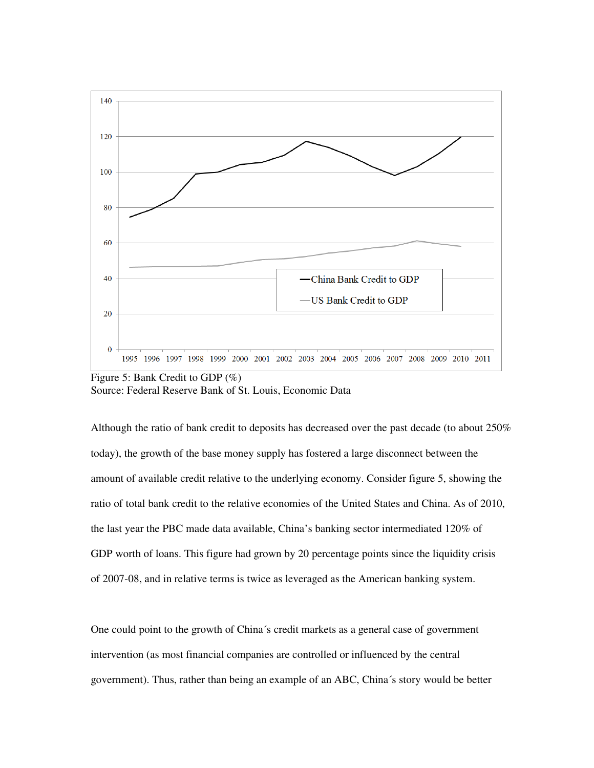Figure 5: Bank Credit to GDP (%)
Source: Federal Reserve Bank of St. Louis, Economic Data

Although the ratio of bank credit to deposits has decreased over the past decade (to about 250% today), the growth of the base money supply has fostered a large disconnect between the amount of available credit relative to the underlying economy. Consider figure 5, showing the ratio of total bank credit to the relative economies of the United States and China. As of 2010, the last year the PBC made data available, China's banking sector intermediated 120% of GDP worth of loans. This figure had grown by 20 percentage points since the liquidity crisis of 2007-08, and in relative terms is twice as leveraged as the American banking system.

One could point to the growth of China´s credit markets as a general case of government intervention (as most financial companies are controlled or influenced by the central government). Thus, rather than being an example of an ABC, China´s story would be better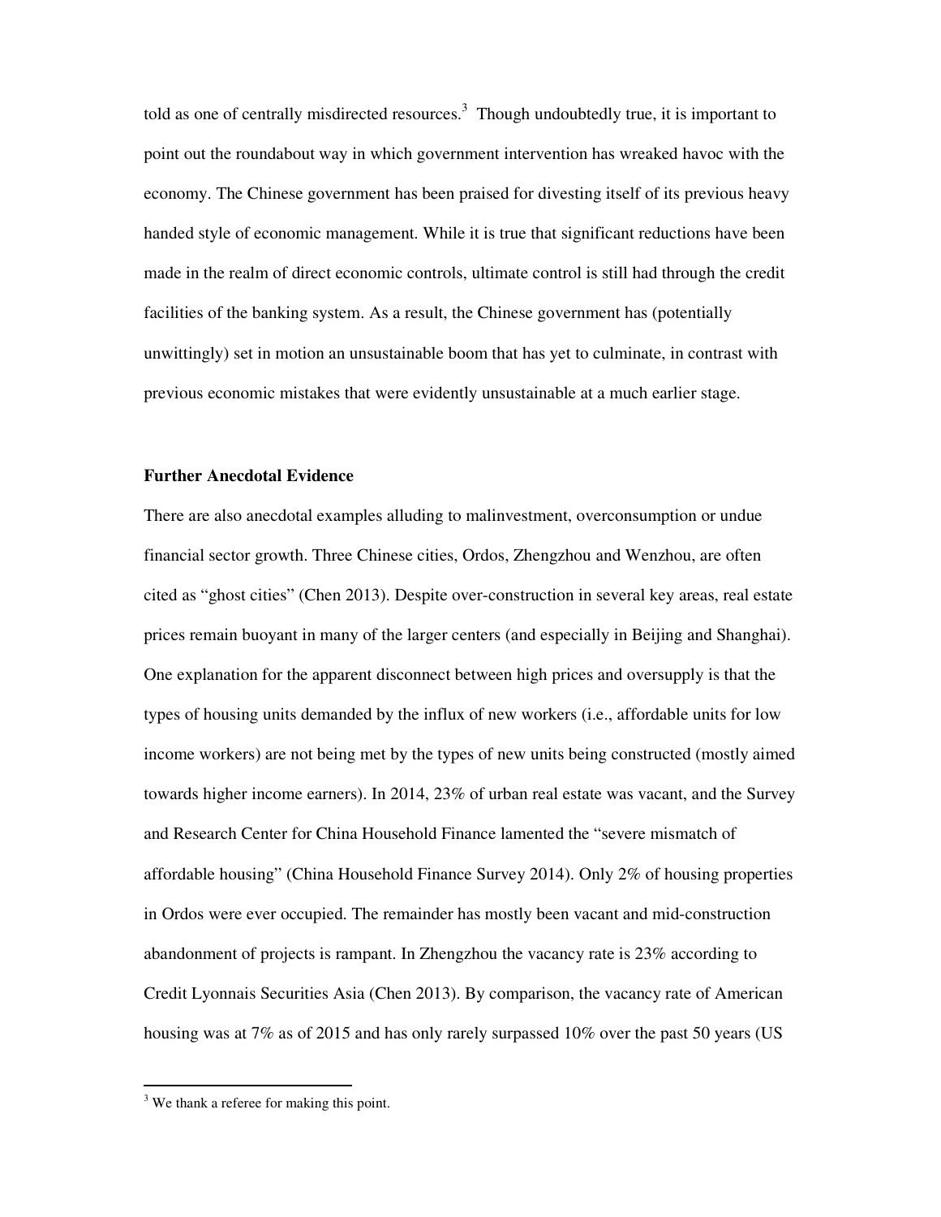told as one of centrally misdirected resources.[3] Though undoubtedly true, it is important to point out the roundabout way in which government intervention has wreaked havoc with the economy. The Chinese government has been praised for divesting itself of its previous heavy handed style of economic management. While it is true that significant reductions have been made in the realm of direct economic controls, ultimate control is still had through the credit facilities of the banking system. As a result, the Chinese government has (potentially unwittingly) set in motion an unsustainable boom that has yet to culminate, in contrast with previous economic mistakes that were evidently unsustainable at a much earlier stage.

**Further Anecdotal Evidence**

There are also anecdotal examples alluding to malinvestment, overconsumption or undue financial sector growth. Three Chinese cities, Ordos, Zhengzhou and Wenzhou, are often cited as "ghost cities" (Chen 2013). Despite over-construction in several key areas, real estate prices remain buoyant in many of the larger centers (and especially in Beijing and Shanghai). One explanation for the apparent disconnect between high prices and oversupply is that the types of housing units demanded by the influx of new workers (i.e., affordable units for low income workers) are not being met by the types of new units being constructed (mostly aimed towards higher income earners). In 2014, 23% of urban real estate was vacant, and the Survey and Research Center for China Household Finance lamented the "severe mismatch of affordable housing" (China Household Finance Survey 2014). Only 2% of housing properties in Ordos were ever occupied. The remainder has mostly been vacant and mid-construction abandonment of projects is rampant. In Zhengzhou the vacancy rate is 23% according to Credit Lyonnais Securities Asia (Chen 2013). By comparison, the vacancy rate of American housing was at 7% as of 2015 and has only rarely surpassed 10% over the past 50 years (US

[3] We thank a referee for making this point.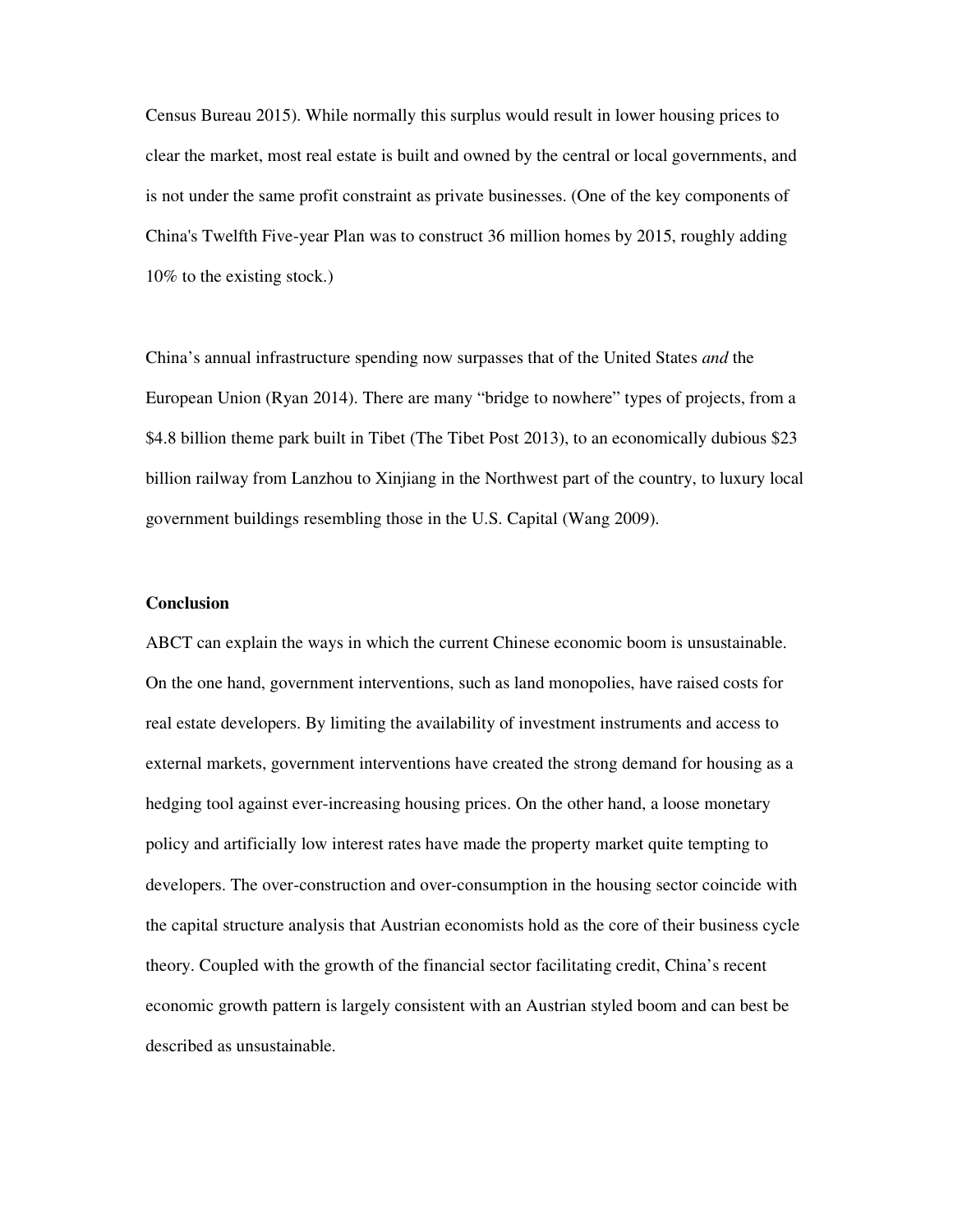Census Bureau 2015). While normally this surplus would result in lower housing prices to clear the market, most real estate is built and owned by the central or local governments, and is not under the same profit constraint as private businesses. (One of the key components of China's Twelfth Five-year Plan was to construct 36 million homes by 2015, roughly adding 10% to the existing stock.)

China's annual infrastructure spending now surpasses that of the United States *and* the European Union (Ryan 2014). There are many "bridge to nowhere" types of projects, from a $4.8 billion theme park built in Tibet (The Tibet Post 2013), to an economically dubious $23 billion railway from Lanzhou to Xinjiang in the Northwest part of the country, to luxury local government buildings resembling those in the U.S. Capital (Wang 2009).

**Conclusion**

ABCT can explain the ways in which the current Chinese economic boom is unsustainable. On the one hand, government interventions, such as land monopolies, have raised costs for real estate developers. By limiting the availability of investment instruments and access to external markets, government interventions have created the strong demand for housing as a hedging tool against ever-increasing housing prices. On the other hand, a loose monetary policy and artificially low interest rates have made the property market quite tempting to developers. The over-construction and over-consumption in the housing sector coincide with the capital structure analysis that Austrian economists hold as the core of their business cycle theory. Coupled with the growth of the financial sector facilitating credit, China's recent economic growth pattern is largely consistent with an Austrian styled boom and can best be described as unsustainable.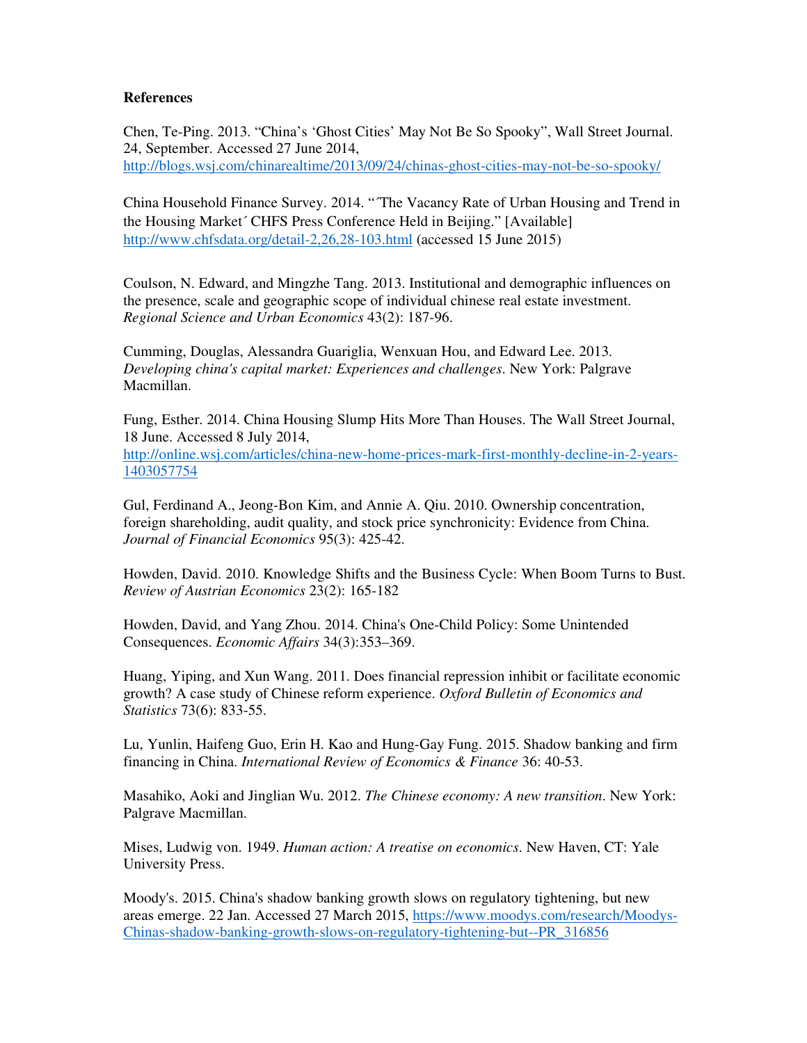**References**

Chen, Te-Ping. 2013. "China's 'Ghost Cities' May Not Be So Spooky", Wall Street Journal. 24, September. Accessed 27 June 2014, http://blogs.wsj.com/chinarealtime/2013/09/24/chinas-ghost-cities-may-not-be-so-spooky/

China Household Finance Survey. 2014. "´The Vacancy Rate of Urban Housing and Trend in the Housing Market´ CHFS Press Conference Held in Beijing." [Available] http://www.chfsdata.org/detail-2,26,28-103.html (accessed 15 June 2015)

Coulson, N. Edward, and Mingzhe Tang. 2013. Institutional and demographic influences on the presence, scale and geographic scope of individual chinese real estate investment. *Regional Science and Urban Economics* 43(2): 187-96.

Cumming, Douglas, Alessandra Guariglia, Wenxuan Hou, and Edward Lee. 2013. *Developing china's capital market: Experiences and challenges*. New York: Palgrave Macmillan.

Fung, Esther. 2014. China Housing Slump Hits More Than Houses. The Wall Street Journal, 18 June. Accessed 8 July 2014, http://online.wsj.com/articles/china-new-home-prices-mark-first-monthly-decline-in-2-years-1403057754

Gul, Ferdinand A., Jeong-Bon Kim, and Annie A. Qiu. 2010. Ownership concentration, foreign shareholding, audit quality, and stock price synchronicity: Evidence from China. *Journal of Financial Economics* 95(3): 425-42.

Howden, David. 2010. Knowledge Shifts and the Business Cycle: When Boom Turns to Bust. *Review of Austrian Economics* 23(2): 165-182

Howden, David, and Yang Zhou. 2014. China's One-Child Policy: Some Unintended Consequences. *Economic Affairs* 34(3):353–369.

Huang, Yiping, and Xun Wang. 2011. Does financial repression inhibit or facilitate economic growth? A case study of Chinese reform experience. *Oxford Bulletin of Economics and Statistics* 73(6): 833-55.

Lu, Yunlin, Haifeng Guo, Erin H. Kao and Hung-Gay Fung. 2015. Shadow banking and firm financing in China. *International Review of Economics & Finance* 36: 40-53.

Masahiko, Aoki and Jinglian Wu. 2012. *The Chinese economy: A new transition*. New York: Palgrave Macmillan.

Mises, Ludwig von. 1949. *Human action: A treatise on economics*. New Haven, CT: Yale University Press.

Moody's. 2015. China's shadow banking growth slows on regulatory tightening, but new areas emerge. 22 Jan. Accessed 27 March 2015, https://www.moodys.com/research/Moodys-Chinas-shadow-banking-growth-slows-on-regulatory-tightening-but--PR_316856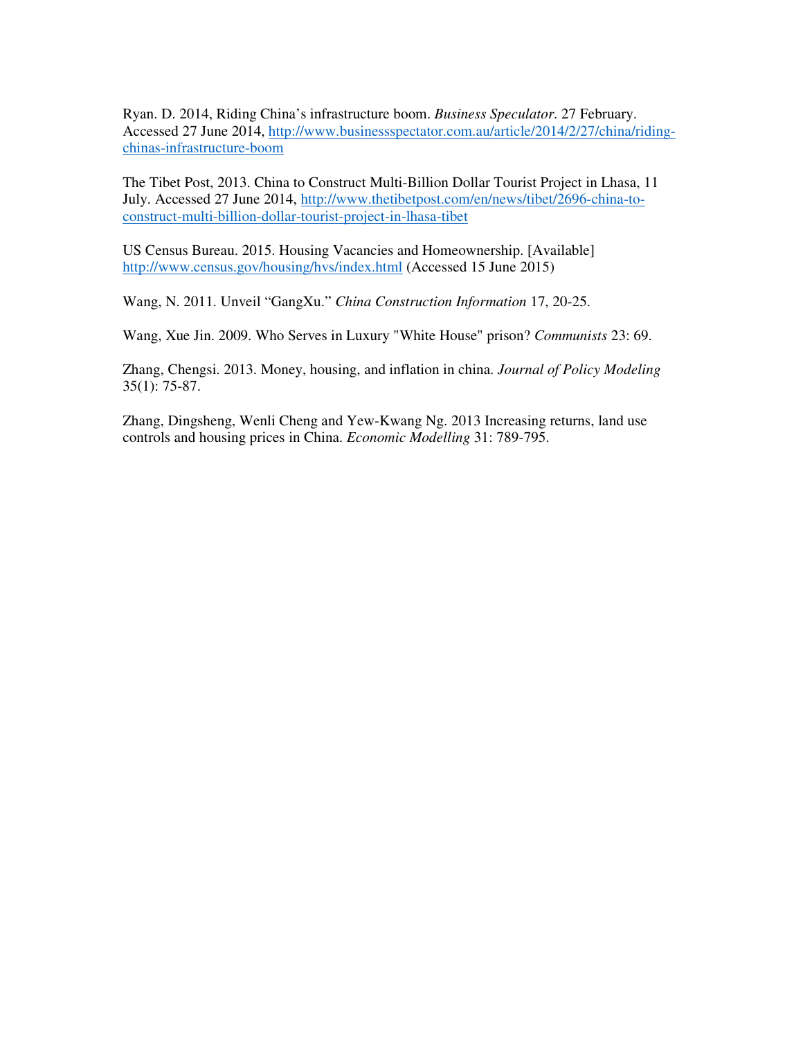Ryan. D. 2014, Riding China's infrastructure boom. *Business Speculator*. 27 February. Accessed 27 June 2014, http://www.businessspectator.com.au/article/2014/2/27/china/riding-chinas-infrastructure-boom

The Tibet Post, 2013. China to Construct Multi-Billion Dollar Tourist Project in Lhasa, 11 July. Accessed 27 June 2014, http://www.thetibetpost.com/en/news/tibet/2696-china-to-construct-multi-billion-dollar-tourist-project-in-lhasa-tibet

US Census Bureau. 2015. Housing Vacancies and Homeownership. [Available] http://www.census.gov/housing/hvs/index.html (Accessed 15 June 2015)

Wang, N. 2011. Unveil "GangXu." *China Construction Information* 17, 20-25.

Wang, Xue Jin. 2009. Who Serves in Luxury "White House" prison? *Communists* 23: 69.

Zhang, Chengsi. 2013. Money, housing, and inflation in china. *Journal of Policy Modeling* 35(1): 75-87.

Zhang, Dingsheng, Wenli Cheng and Yew-Kwang Ng. 2013 Increasing returns, land use controls and housing prices in China. *Economic Modelling* 31: 789-795.